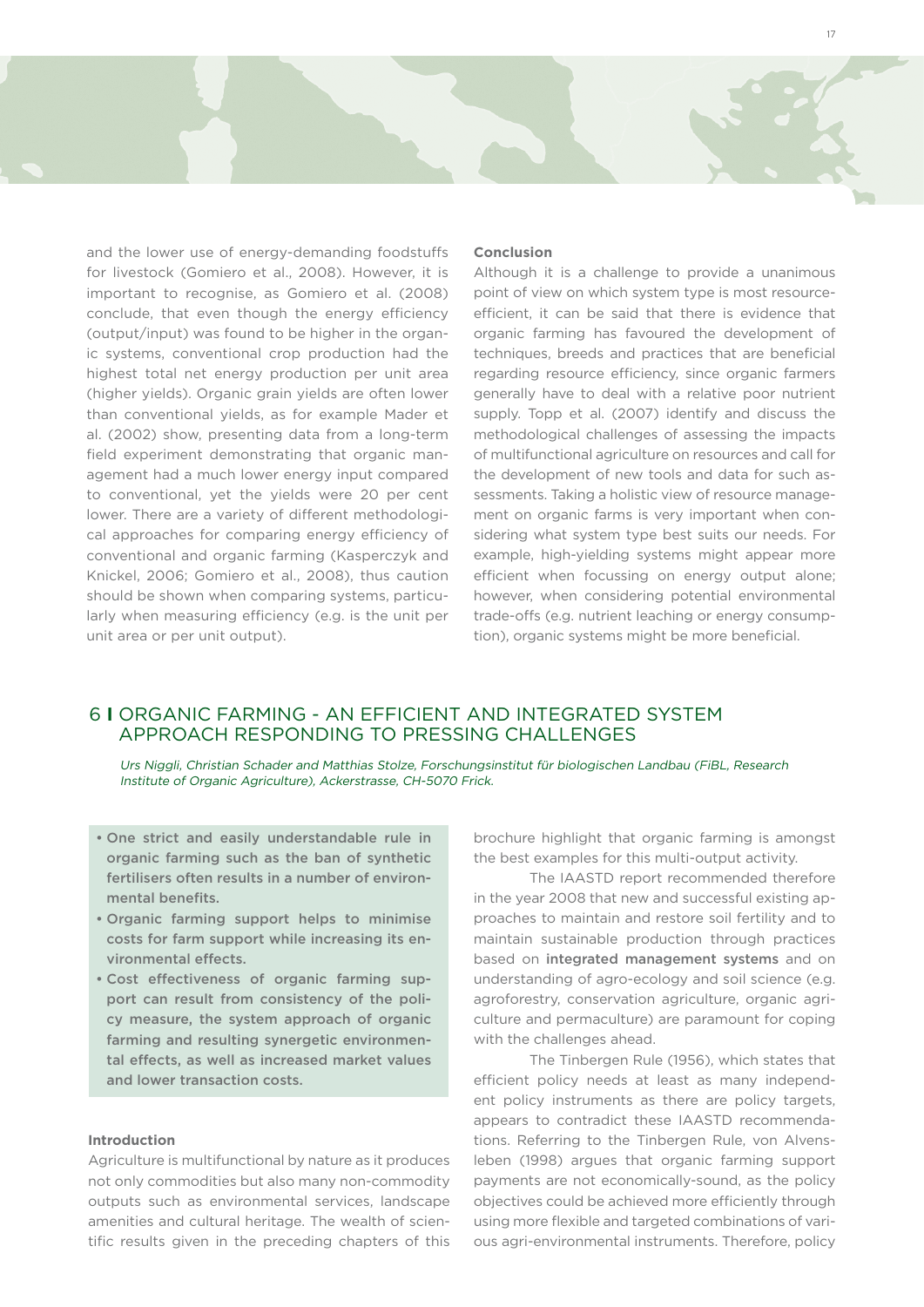and the lower use of energy-demanding foodstuffs for livestock (Gomiero et al., 2008). However, it is important to recognise, as Gomiero et al. (2008) conclude, that even though the energy efficiency (output/input) was found to be higher in the organic systems, conventional crop production had the highest total net energy production per unit area (higher yields). Organic grain yields are often lower than conventional yields, as for example Mader et al. (2002) show, presenting data from a long-term field experiment demonstrating that organic management had a much lower energy input compared to conventional, yet the yields were 20 per cent lower. There are a variety of different methodological approaches for comparing energy efficiency of conventional and organic farming (Kasperczyk and Knickel, 2006; Gomiero et al., 2008), thus caution should be shown when comparing systems, particularly when measuring efficiency (e.g. is the unit per unit area or per unit output).

**Conclusion**

Although it is a challenge to provide a unanimous point of view on which system type is most resource-efficient, it can be said that there is evidence that organic farming has favoured the development of techniques, breeds and practices that are beneficial regarding resource efficiency, since organic farmers generally have to deal with a relative poor nutrient supply. Topp et al. (2007) identify and discuss the methodological challenges of assessing the impacts of multifunctional agriculture on resources and call for the development of new tools and data for such assessments. Taking a holistic view of resource management on organic farms is very important when considering what system type best suits our needs. For example, high-yielding systems might appear more efficient when focussing on energy output alone; however, when considering potential environmental trade-offs (e.g. nutrient leaching or energy consumption), organic systems might be more beneficial.

## 6 I ORGANIC FARMING - AN EFFICIENT AND INTEGRATED SYSTEM APPROACH RESPONDING TO PRESSING CHALLENGES

*Urs Niggli, Christian Schader and Matthias Stolze, Forschungsinstitut für biologischen Landbau (FiBL, Research Institute of Organic Agriculture), Ackerstrasse, CH-5070 Frick.*

- **One strict and easily understandable rule in organic farming such as the ban of synthetic fertilisers often results in a number of environmental benefits.**
- **Organic farming support helps to minimise costs for farm support while increasing its environmental effects.**
- **Cost effectiveness of organic farming support can result from consistency of the policy measure, the system approach of organic farming and resulting synergetic environmental effects, as well as increased market values and lower transaction costs.**

**Introduction**

Agriculture is multifunctional by nature as it produces not only commodities but also many non-commodity outputs such as environmental services, landscape amenities and cultural heritage. The wealth of scientific results given in the preceding chapters of this brochure highlight that organic farming is amongst the best examples for this multi-output activity.

The IAASTD report recommended therefore in the year 2008 that new and successful existing approaches to maintain and restore soil fertility and to maintain sustainable production through practices based on **integrated management systems** and on understanding of agro-ecology and soil science (e.g. agroforestry, conservation agriculture, organic agriculture and permaculture) are paramount for coping with the challenges ahead.

The Tinbergen Rule (1956), which states that efficient policy needs at least as many independent policy instruments as there are policy targets, appears to contradict these IAASTD recommendations. Referring to the Tinbergen Rule, von Alvensleben (1998) argues that organic farming support payments are not economically-sound, as the policy objectives could be achieved more efficiently through using more flexible and targeted combinations of various agri-environmental instruments. Therefore, policy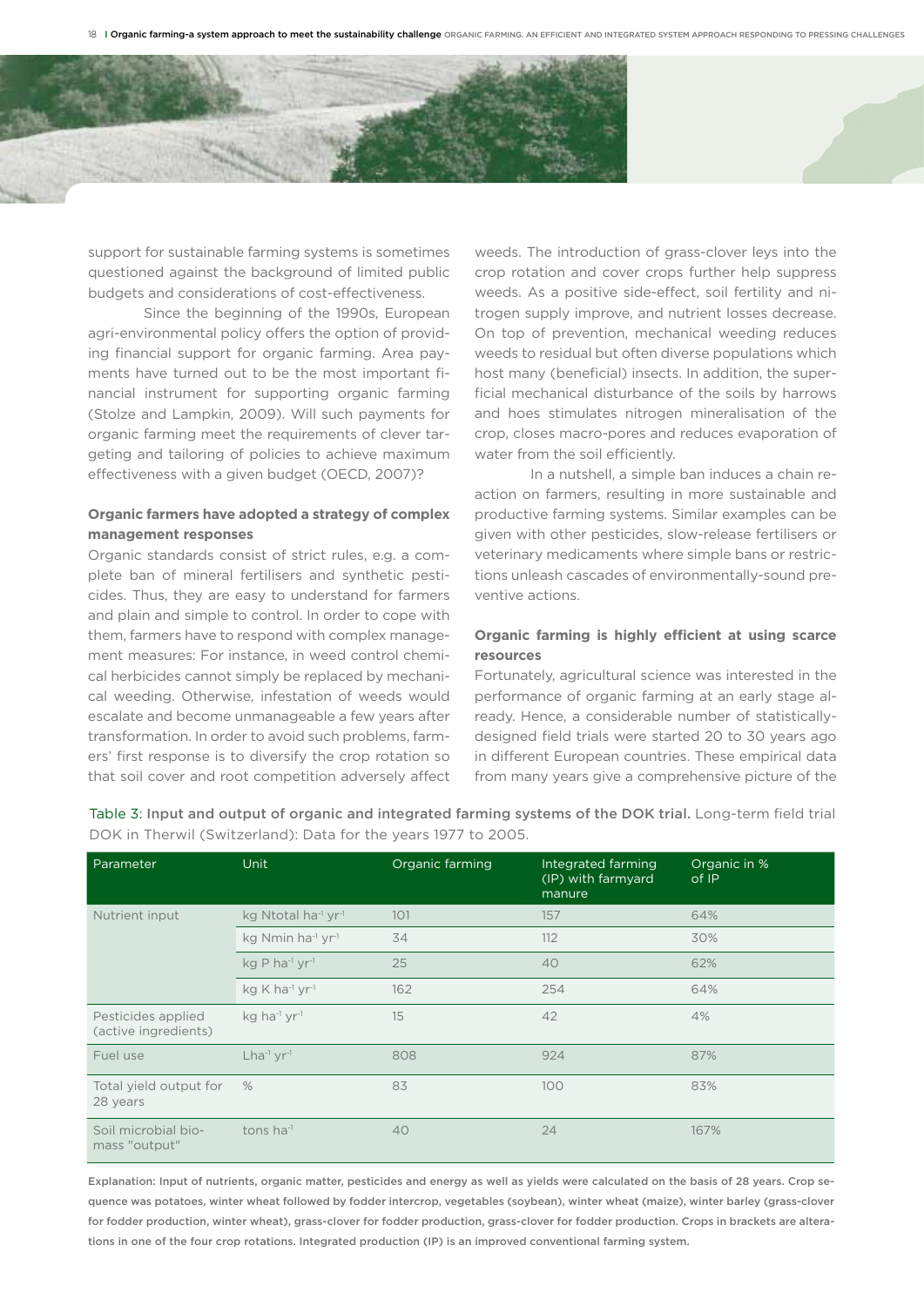support for sustainable farming systems is sometimes questioned against the background of limited public budgets and considerations of cost-effectiveness.

Since the beginning of the 1990s, European agri-environmental policy offers the option of providing financial support for organic farming. Area payments have turned out to be the most important financial instrument for supporting organic farming (Stolze and Lampkin, 2009). Will such payments for organic farming meet the requirements of clever targeting and tailoring of policies to achieve maximum effectiveness with a given budget (OECD, 2007)?

### Organic farmers have adopted a strategy of complex management responses

Organic standards consist of strict rules, e.g. a complete ban of mineral fertilisers and synthetic pesticides. Thus, they are easy to understand for farmers and plain and simple to control. In order to cope with them, farmers have to respond with complex management measures: For instance, in weed control chemical herbicides cannot simply be replaced by mechanical weeding. Otherwise, infestation of weeds would escalate and become unmanageable a few years after transformation. In order to avoid such problems, farmers' first response is to diversify the crop rotation so that soil cover and root competition adversely affect weeds. The introduction of grass-clover leys into the crop rotation and cover crops further help suppress weeds. As a positive side-effect, soil fertility and nitrogen supply improve, and nutrient losses decrease. On top of prevention, mechanical weeding reduces weeds to residual but often diverse populations which host many (beneficial) insects. In addition, the superficial mechanical disturbance of the soils by harrows and hoes stimulates nitrogen mineralisation of the crop, closes macro-pores and reduces evaporation of water from the soil efficiently.

In a nutshell, a simple ban induces a chain reaction on farmers, resulting in more sustainable and productive farming systems. Similar examples can be given with other pesticides, slow-release fertilisers or veterinary medicaments where simple bans or restrictions unleash cascades of environmentally-sound preventive actions.

### Organic farming is highly efficient at using scarce resources

Fortunately, agricultural science was interested in the performance of organic farming at an early stage already. Hence, a considerable number of statistically-designed field trials were started 20 to 30 years ago in different European countries. These empirical data from many years give a comprehensive picture of the

Table 3: **Input and output of organic and integrated farming systems of the DOK trial.** Long-term field trial DOK in Therwil (Switzerland): Data for the years 1977 to 2005.

| Parameter | Unit | Organic farming | Integrated farming (IP) with farmyard manure | Organic in % of IP |
|---|---|---|---|---|
| Nutrient input | kg Ntotal $ha^{-1}$ $yr^{-1}$ | 101 | 157 | 64% |
| | kg Nmin $ha^{-1}$ $yr^{-1}$ | 34 | 112 | 30% |
| | kg P $ha^{-1}$ $yr^{-1}$ | 25 | 40 | 62% |
| | kg K $ha^{-1}$ $yr^{-1}$ | 162 | 254 | 64% |
| Pesticides applied (active ingredients) | kg $ha^{-1}$ $yr^{-1}$ | 1.5 | 42 | 4% |
| Fuel use | $Lha^{-1}$ $yr^{-1}$ | 808 | 924 | 87% |
| Total yield output for 28 years | % | 83 | 100 | 83% |
| Soil microbial biomass "output" | tons $ha^{-1}$ | 40 | 24 | 167% |

Explanation: Input of nutrients, organic matter, pesticides and energy as well as yields were calculated on the basis of 28 years. Crop sequence was potatoes, winter wheat followed by fodder intercrop, vegetables (soybean), winter wheat (maize), winter barley (grass-clover for fodder production, winter wheat), grass-clover for fodder production, grass-clover for fodder production. Crops in brackets are alterations in one of the four crop rotations. Integrated production (IP) is an improved conventional farming system.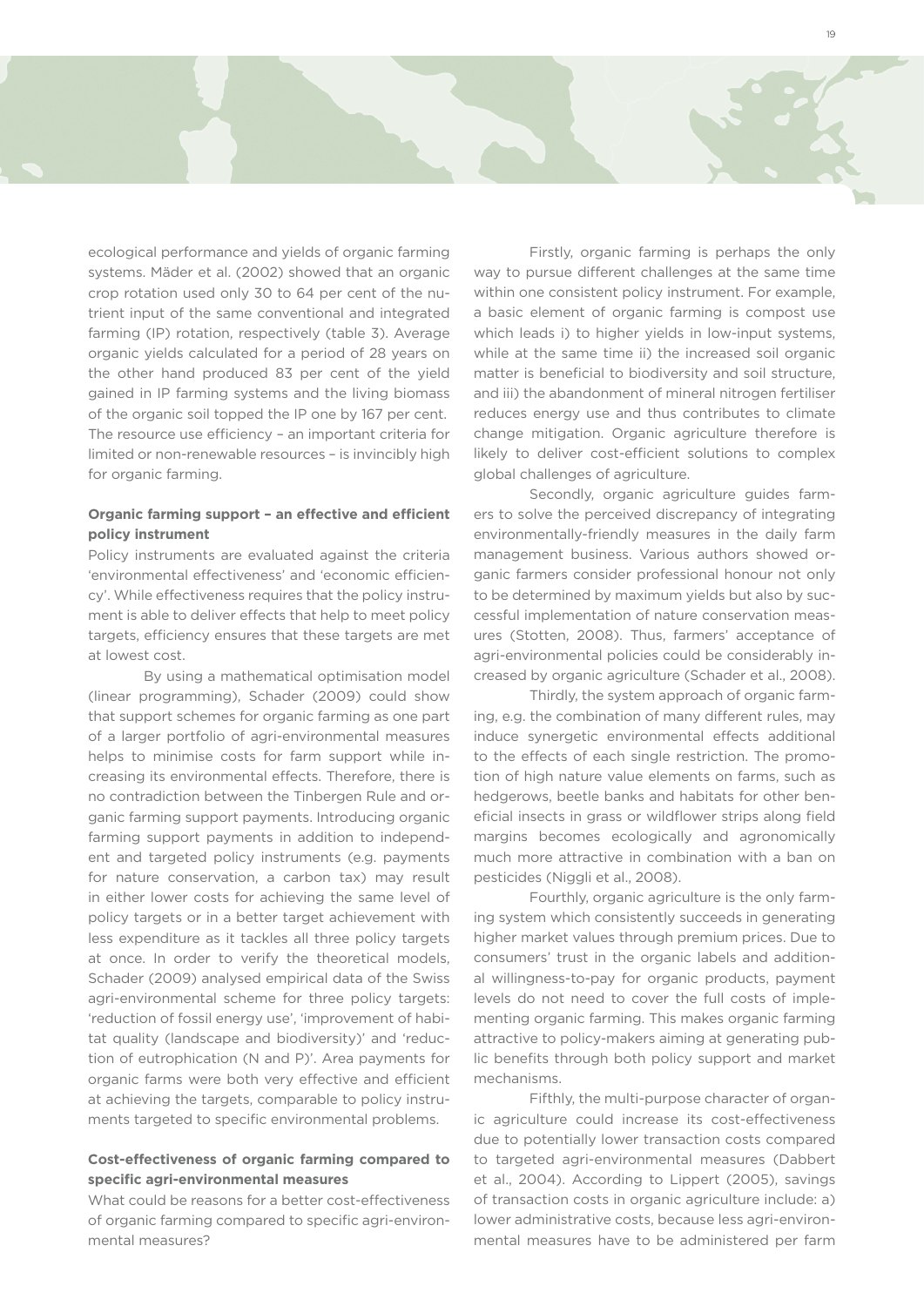ecological performance and yields of organic farming systems. Mäder et al. (2002) showed that an organic crop rotation used only 30 to 64 per cent of the nutrient input of the same conventional and integrated farming (IP) rotation, respectively (table 3). Average organic yields calculated for a period of 28 years on the other hand produced 83 per cent of the yield gained in IP farming systems and the living biomass of the organic soil topped the IP one by 167 per cent. The resource use efficiency – an important criteria for limited or non-renewable resources – is invincibly high for organic farming.

### Organic farming support – an effective and efficient policy instrument

Policy instruments are evaluated against the criteria 'environmental effectiveness' and 'economic efficiency'. While effectiveness requires that the policy instrument is able to deliver effects that help to meet policy targets, efficiency ensures that these targets are met at lowest cost.

By using a mathematical optimisation model (linear programming), Schader (2009) could show that support schemes for organic farming as one part of a larger portfolio of agri-environmental measures helps to minimise costs for farm support while increasing its environmental effects. Therefore, there is no contradiction between the Tinbergen Rule and organic farming support payments. Introducing organic farming support payments in addition to independent and targeted policy instruments (e.g. payments for nature conservation, a carbon tax) may result in either lower costs for achieving the same level of policy targets or in a better target achievement with less expenditure as it tackles all three policy targets at once. In order to verify the theoretical models, Schader (2009) analysed empirical data of the Swiss agri-environmental scheme for three policy targets: 'reduction of fossil energy use', 'improvement of habitat quality (landscape and biodiversity)' and 'reduction of eutrophication (N and P)'. Area payments for organic farms were both very effective and efficient at achieving the targets, comparable to policy instruments targeted to specific environmental problems.

### Cost-effectiveness of organic farming compared to specific agri-environmental measures

What could be reasons for a better cost-effectiveness of organic farming compared to specific agri-environmental measures?

Firstly, organic farming is perhaps the only way to pursue different challenges at the same time within one consistent policy instrument. For example, a basic element of organic farming is compost use which leads i) to higher yields in low-input systems, while at the same time ii) the increased soil organic matter is beneficial to biodiversity and soil structure, and iii) the abandonment of mineral nitrogen fertiliser reduces energy use and thus contributes to climate change mitigation. Organic agriculture therefore is likely to deliver cost-efficient solutions to complex global challenges of agriculture.

Secondly, organic agriculture guides farmers to solve the perceived discrepancy of integrating environmentally-friendly measures in the daily farm management business. Various authors showed organic farmers consider professional honour not only to be determined by maximum yields but also by successful implementation of nature conservation measures (Stotten, 2008). Thus, farmers' acceptance of agri-environmental policies could be considerably increased by organic agriculture (Schader et al., 2008).

Thirdly, the system approach of organic farming, e.g. the combination of many different rules, may induce synergetic environmental effects additional to the effects of each single restriction. The promotion of high nature value elements on farms, such as hedgerows, beetle banks and habitats for other beneficial insects in grass or wildflower strips along field margins becomes ecologically and agronomically much more attractive in combination with a ban on pesticides (Niggli et al., 2008).

Fourthly, organic agriculture is the only farming system which consistently succeeds in generating higher market values through premium prices. Due to consumers' trust in the organic labels and additional willingness-to-pay for organic products, payment levels do not need to cover the full costs of implementing organic farming. This makes organic farming attractive to policy-makers aiming at generating public benefits through both policy support and market mechanisms.

Fifthly, the multi-purpose character of organic agriculture could increase its cost-effectiveness due to potentially lower transaction costs compared to targeted agri-environmental measures (Dabbert et al., 2004). According to Lippert (2005), savings of transaction costs in organic agriculture include: a) lower administrative costs, because less agri-environmental measures have to be administered per farm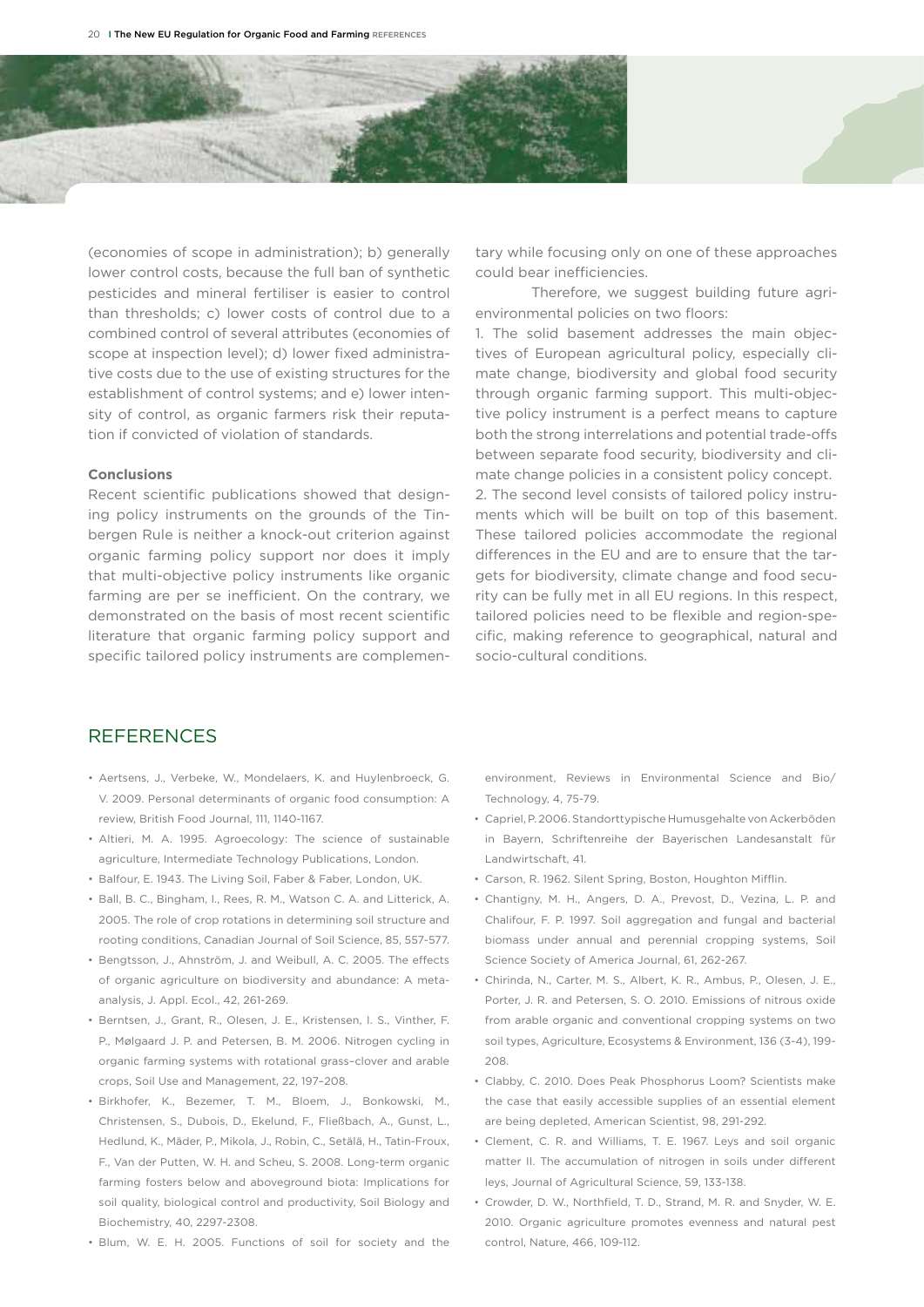(economies of scope in administration); b) generally lower control costs, because the full ban of synthetic pesticides and mineral fertiliser is easier to control than thresholds; c) lower costs of control due to a combined control of several attributes (economies of scope at inspection level); d) lower fixed administrative costs due to the use of existing structures for the establishment of control systems; and e) lower intensity of control, as organic farmers risk their reputation if convicted of violation of standards.

**Conclusions**

Recent scientific publications showed that designing policy instruments on the grounds of the Tinbergen Rule is neither a knock-out criterion against organic farming policy support nor does it imply that multi-objective policy instruments like organic farming are per se inefficient. On the contrary, we demonstrated on the basis of most recent scientific literature that organic farming policy support and specific tailored policy instruments are complementary while focusing only on one of these approaches could bear inefficiencies.

Therefore, we suggest building future agri-environmental policies on two floors:

1. The solid basement addresses the main objectives of European agricultural policy, especially climate change, biodiversity and global food security through organic farming support. This multi-objective policy instrument is a perfect means to capture both the strong interrelations and potential trade-offs between separate food security, biodiversity and climate change policies in a consistent policy concept.
2. The second level consists of tailored policy instruments which will be built on top of this basement. These tailored policies accommodate the regional differences in the EU and are to ensure that the targets for biodiversity, climate change and food security can be fully met in all EU regions. In this respect, tailored policies need to be flexible and region-specific, making reference to geographical, natural and socio-cultural conditions.

## REFERENCES

- Aertsens, J., Verbeke, W., Mondelaers, K. and Huylenbroeck, G. V. 2009. Personal determinants of organic food consumption: A review, British Food Journal, 111, 1140-1167.
- Altieri, M. A. 1995. Agroecology: The science of sustainable agriculture, Intermediate Technology Publications, London.
- Balfour, E. 1943. The Living Soil, Faber & Faber, London, UK.
- Ball, B. C., Bingham, I., Rees, R. M., Watson C. A. and Litterick, A. 2005. The role of crop rotations in determining soil structure and rooting conditions, Canadian Journal of Soil Science, 85, 557-577.
- Bengtsson, J., Ahnström, J. and Weibull, A. C. 2005. The effects of organic agriculture on biodiversity and abundance: A meta-analysis, J. Appl. Ecol., 42, 261-269.
- Berntsen, J., Grant, R., Olesen, J. E., Kristensen, I. S., Vinther, F. P., Mølgaard J. P. and Petersen, B. M. 2006. Nitrogen cycling in organic farming systems with rotational grass–clover and arable crops, Soil Use and Management, 22, 197–208.
- Birkhofer, K., Bezemer, T. M., Bloem, J., Bonkowski, M., Christensen, S., Dubois, D., Ekelund, F., Fließbach, A., Gunst, L., Hedlund, K., Mäder, P., Mikola, J., Robin, C., Setälä, H., Tatin-Froux, F., Van der Putten, W. H. and Scheu, S. 2008. Long-term organic farming fosters below and aboveground biota: Implications for soil quality, biological control and productivity, Soil Biology and Biochemistry, 40, 2297-2308.
- Blum, W. E. H. 2005. Functions of soil for society and the environment, Reviews in Environmental Science and Bio/Technology, 4, 75-79.
- Capriel, P. 2006. Standorttypische Humusgehalte von Ackerböden in Bayern, Schriftenreihe der Bayerischen Landesanstalt für Landwirtschaft, 41.
- Carson, R. 1962. Silent Spring, Boston, Houghton Mifflin.
- Chantigny, M. H., Angers, D. A., Prevost, D., Vezina, L. P. and Chalifour, F. P. 1997. Soil aggregation and fungal and bacterial biomass under annual and perennial cropping systems, Soil Science Society of America Journal, 61, 262-267.
- Chirinda, N., Carter, M. S., Albert, K. R., Ambus, P., Olesen, J. E., Porter, J. R. and Petersen, S. O. 2010. Emissions of nitrous oxide from arable organic and conventional cropping systems on two soil types, Agriculture, Ecosystems & Environment, 136 (3-4), 199-208.
- Clabby, C. 2010. Does Peak Phosphorus Loom? Scientists make the case that easily accessible supplies of an essential element are being depleted, American Scientist, 98, 291-292.
- Clement, C. R. and Williams, T. E. 1967. Leys and soil organic matter II. The accumulation of nitrogen in soils under different leys, Journal of Agricultural Science, 59, 133-138.
- Crowder, D. W., Northfield, T. D., Strand, M. R. and Snyder, W. E. 2010. Organic agriculture promotes evenness and natural pest control, Nature, 466, 109-112.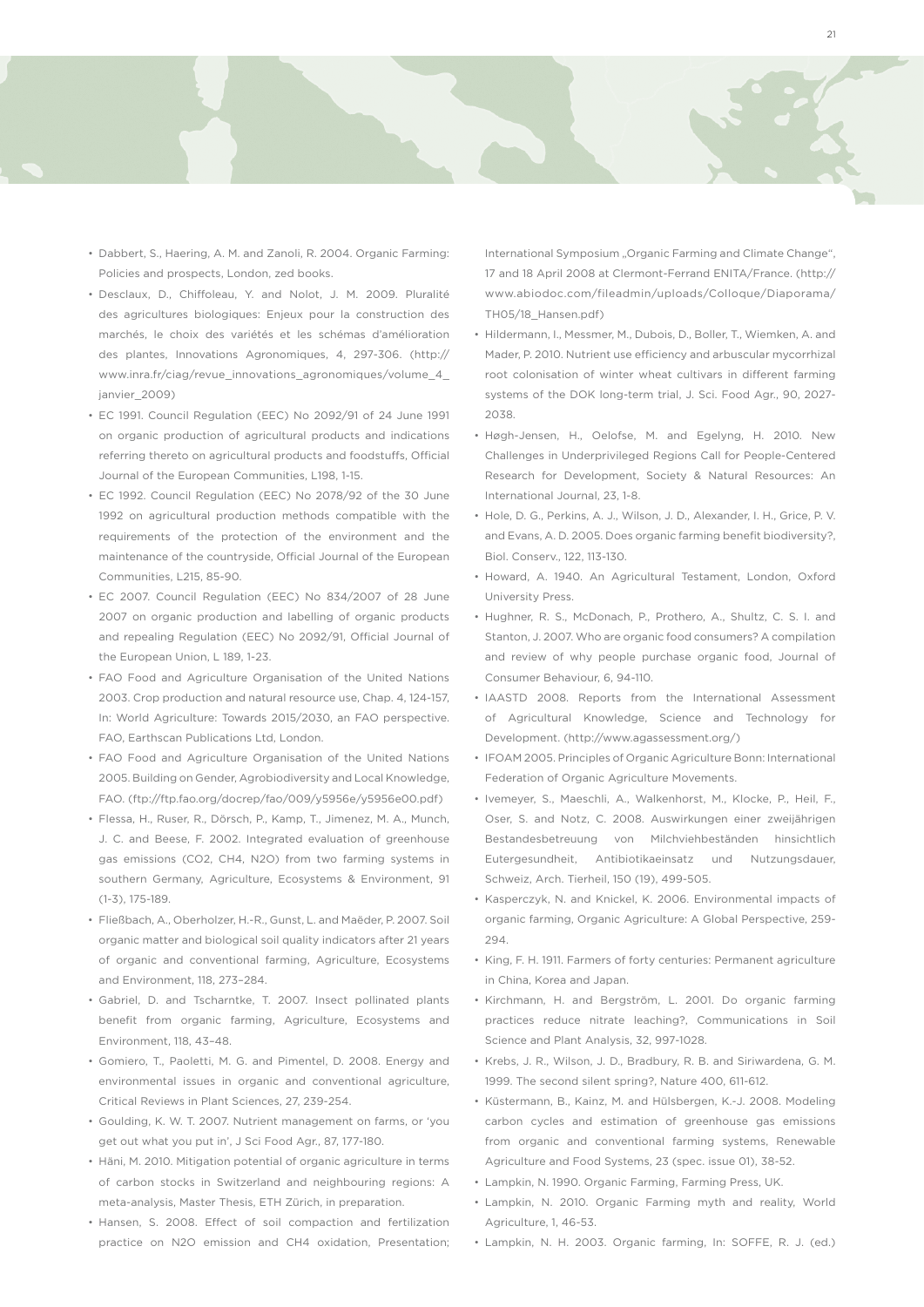- Dabbert, S., Haering, A. M. and Zanoli, R. 2004. Organic Farming: Policies and prospects, London, zed books.
- Desclaux, D., Chiffoleau, Y. and Nolot, J. M. 2009. Pluralité des agricultures biologiques: Enjeux pour la construction des marchés, le choix des variétés et les schémas d'amélioration des plantes, Innovations Agronomiques, 4, 297-306. (http://www.inra.fr/ciag/revue_innovations_agronomiques/volume_4_janvier_2009)
- EC 1991. Council Regulation (EEC) No 2092/91 of 24 June 1991 on organic production of agricultural products and indications referring thereto on agricultural products and foodstuffs, Official Journal of the European Communities, L198, 1-15.
- EC 1992. Council Regulation (EEC) No 2078/92 of the 30 June 1992 on agricultural production methods compatible with the requirements of the protection of the environment and the maintenance of the countryside, Official Journal of the European Communities, L215, 85-90.
- EC 2007. Council Regulation (EEC) No 834/2007 of 28 June 2007 on organic production and labelling of organic products and repealing Regulation (EEC) No 2092/91, Official Journal of the European Union, L 189, 1-23.
- FAO Food and Agriculture Organisation of the United Nations 2003. Crop production and natural resource use, Chap. 4, 124-157, In: World Agriculture: Towards 2015/2030, an FAO perspective. FAO, Earthscan Publications Ltd, London.
- FAO Food and Agriculture Organisation of the United Nations 2005. Building on Gender, Agrobiodiversity and Local Knowledge, FAO. (ftp://ftp.fao.org/docrep/fao/009/y5956e/y5956e00.pdf)
- Flessa, H., Ruser, R., Dörsch, P., Kamp, T., Jimenez, M. A., Munch, J. C. and Beese, F. 2002. Integrated evaluation of greenhouse gas emissions (CO2, CH4, N2O) from two farming systems in southern Germany, Agriculture, Ecosystems & Environment, 91 (1-3), 175-189.
- Fließbach, A., Oberholzer, H.-R., Gunst, L. and Maëder, P. 2007. Soil organic matter and biological soil quality indicators after 21 years of organic and conventional farming, Agriculture, Ecosystems and Environment, 118, 273–284.
- Gabriel, D. and Tscharntke, T. 2007. Insect pollinated plants benefit from organic farming, Agriculture, Ecosystems and Environment, 118, 43–48.
- Gomiero, T., Paoletti, M. G. and Pimentel, D. 2008. Energy and environmental issues in organic and conventional agriculture, Critical Reviews in Plant Sciences, 27, 239-254.
- Goulding, K. W. T. 2007. Nutrient management on farms, or 'you get out what you put in', J Sci Food Agr., 87, 177-180.
- Häni, M. 2010. Mitigation potential of organic agriculture in terms of carbon stocks in Switzerland and neighbouring regions: A meta-analysis, Master Thesis, ETH Zürich, in preparation.
- Hansen, S. 2008. Effect of soil compaction and fertilization practice on N2O emission and CH4 oxidation, Presentation; International Symposium „Organic Farming and Climate Change", 17 and 18 April 2008 at Clermont-Ferrand ENITA/France. (http://www.abiodoc.com/fileadmin/uploads/Colloque/Diaporama/TH05/18_Hansen.pdf)
- Hildermann, I., Messmer, M., Dubois, D., Boller, T., Wiemken, A. and Mader, P. 2010. Nutrient use efficiency and arbuscular mycorrhizal root colonisation of winter wheat cultivars in different farming systems of the DOK long-term trial, J. Sci. Food Agr., 90, 2027-2038.
- Høgh-Jensen, H., Oelofse, M. and Egelyng, H. 2010. New Challenges in Underprivileged Regions Call for People-Centered Research for Development, Society & Natural Resources: An International Journal, 23, 1-8.
- Hole, D. G., Perkins, A. J., Wilson, J. D., Alexander, I. H., Grice, P. V. and Evans, A. D. 2005. Does organic farming benefit biodiversity?, Biol. Conserv., 122, 113-130.
- Howard, A. 1940. An Agricultural Testament, London, Oxford University Press.
- Hughner, R. S., McDonach, P., Prothero, A., Shultz, C. S. I. and Stanton, J. 2007. Who are organic food consumers? A compilation and review of why people purchase organic food, Journal of Consumer Behaviour, 6, 94-110.
- IAASTD 2008. Reports from the International Assessment of Agricultural Knowledge, Science and Technology for Development. (http://www.agassessment.org/)
- IFOAM 2005. Principles of Organic Agriculture Bonn: International Federation of Organic Agriculture Movements.
- Ivemeyer, S., Maeschli, A., Walkenhorst, M., Klocke, P., Heil, F., Oser, S. and Notz, C. 2008. Auswirkungen einer zweijährigen Bestandesbetreuung von Milchviehbeständen hinsichtlich Eutergesundheit, Antibiotikaeinsatz und Nutzungsdauer, Schweiz, Arch. Tierheil, 150 (19), 499-505.
- Kasperczyk, N. and Knickel, K. 2006. Environmental impacts of organic farming, Organic Agriculture: A Global Perspective, 259-294.
- King, F. H. 1911. Farmers of forty centuries: Permanent agriculture in China, Korea and Japan.
- Kirchmann, H. and Bergström, L. 2001. Do organic farming practices reduce nitrate leaching?, Communications in Soil Science and Plant Analysis, 32, 997-1028.
- Krebs, J. R., Wilson, J. D., Bradbury, R. B. and Siriwardena, G. M. 1999. The second silent spring?, Nature 400, 611-612.
- Küstermann, B., Kainz, M. and Hülsbergen, K.-J. 2008. Modeling carbon cycles and estimation of greenhouse gas emissions from organic and conventional farming systems, Renewable Agriculture and Food Systems, 23 (spec. issue 01), 38-52.
- Lampkin, N. 1990. Organic Farming, Farming Press, UK.
- Lampkin, N. 2010. Organic Farming myth and reality, World Agriculture, 1, 46-53.
- Lampkin, N. H. 2003. Organic farming, In: SOFFE, R. J. (ed.)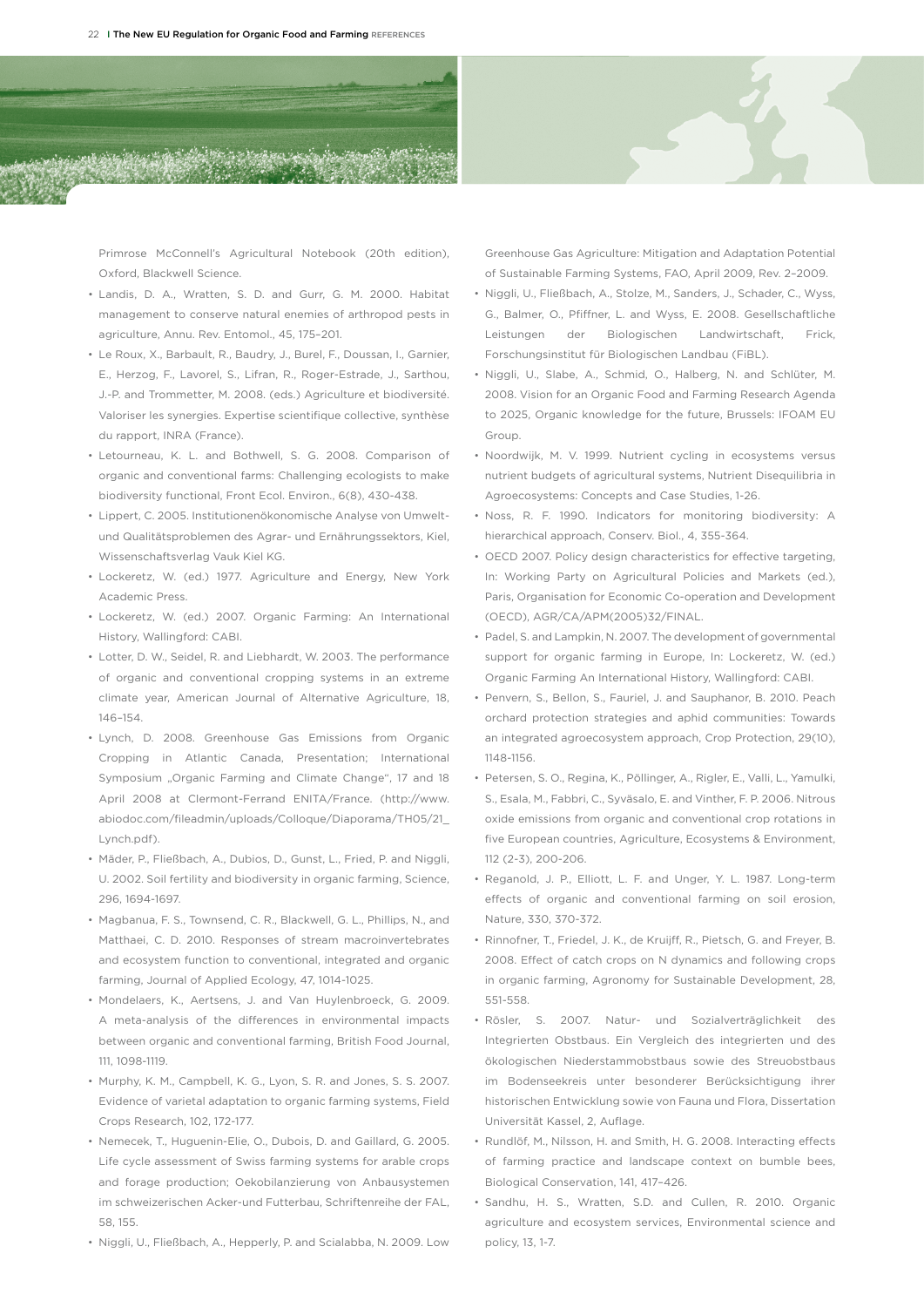Primrose McConnell's Agricultural Notebook (20th edition), Oxford, Blackwell Science.

- Landis, D. A., Wratten, S. D. and Gurr, G. M. 2000. Habitat management to conserve natural enemies of arthropod pests in agriculture, Annu. Rev. Entomol., 45, 175–201.
- Le Roux, X., Barbault, R., Baudry, J., Burel, F., Doussan, I., Garnier, E., Herzog, F., Lavorel, S., Lifran, R., Roger-Estrade, J., Sarthou, J.-P. and Trommetter, M. 2008. (eds.) Agriculture et biodiversité. Valoriser les synergies. Expertise scientifique collective, synthèse du rapport, INRA (France).
- Letourneau, K. L. and Bothwell, S. G. 2008. Comparison of organic and conventional farms: Challenging ecologists to make biodiversity functional, Front Ecol. Environ., 6(8), 430-438.
- Lippert, C. 2005. Institutionenökonomische Analyse von Umwelt- und Qualitätsproblemen des Agrar- und Ernährungssektors, Kiel, Wissenschaftsverlag Vauk Kiel KG.
- Lockeretz, W. (ed.) 1977. Agriculture and Energy, New York Academic Press.
- Lockeretz, W. (ed.) 2007. Organic Farming: An International History, Wallingford: CABI.
- Lotter, D. W., Seidel, R. and Liebhardt, W. 2003. The performance of organic and conventional cropping systems in an extreme climate year, American Journal of Alternative Agriculture, 18, 146–154.
- Lynch, D. 2008. Greenhouse Gas Emissions from Organic Cropping in Atlantic Canada, Presentation; International Symposium „Organic Farming and Climate Change", 17 and 18 April 2008 at Clermont-Ferrand ENITA/France. (http://www.abiodoc.com/fileadmin/uploads/Colloque/Diaporama/TH05/21_Lynch.pdf).
- Mäder, P., Fließbach, A., Dubios, D., Gunst, L., Fried, P. and Niggli, U. 2002. Soil fertility and biodiversity in organic farming, Science, 296, 1694-1697.
- Magbanua, F. S., Townsend, C. R., Blackwell, G. L., Phillips, N., and Matthaei, C. D. 2010. Responses of stream macroinvertebrates and ecosystem function to conventional, integrated and organic farming, Journal of Applied Ecology, 47, 1014-1025.
- Mondelaers, K., Aertsens, J. and Van Huylenbroeck, G. 2009. A meta-analysis of the differences in environmental impacts between organic and conventional farming, British Food Journal, 111, 1098-1119.
- Murphy, K. M., Campbell, K. G., Lyon, S. R. and Jones, S. S. 2007. Evidence of varietal adaptation to organic farming systems, Field Crops Research, 102, 172-177.
- Nemecek, T., Huguenin-Elie, O., Dubois, D. and Gaillard, G. 2005. Life cycle assessment of Swiss farming systems for arable crops and forage production; Oekobilanzierung von Anbausystemen im schweizerischen Acker-und Futterbau, Schriftenreihe der FAL, 58, 155.
- Niggli, U., Fließbach, A., Hepperly, P. and Scialabba, N. 2009. Low Greenhouse Gas Agriculture: Mitigation and Adaptation Potential of Sustainable Farming Systems, FAO, April 2009, Rev. 2–2009.
- Niggli, U., Fließbach, A., Stolze, M., Sanders, J., Schader, C., Wyss, G., Balmer, O., Pfiffner, L. and Wyss, E. 2008. Gesellschaftliche Leistungen der Biologischen Landwirtschaft, Frick, Forschungsinstitut für Biologischen Landbau (FiBL).
- Niggli, U., Slabe, A., Schmid, O., Halberg, N. and Schlüter, M. 2008. Vision for an Organic Food and Farming Research Agenda to 2025, Organic knowledge for the future, Brussels: IFOAM EU Group.
- Noordwijk, M. V. 1999. Nutrient cycling in ecosystems versus nutrient budgets of agricultural systems, Nutrient Disequilibria in Agroecosystems: Concepts and Case Studies, 1-26.
- Noss, R. F. 1990. Indicators for monitoring biodiversity: A hierarchical approach, Conserv. Biol., 4, 355-364.
- OECD 2007. Policy design characteristics for effective targeting, In: Working Party on Agricultural Policies and Markets (ed.), Paris, Organisation for Economic Co-operation and Development (OECD), AGR/CA/APM(2005)32/FINAL.
- Padel, S. and Lampkin, N. 2007. The development of governmental support for organic farming in Europe, In: Lockeretz, W. (ed.) Organic Farming An International History, Wallingford: CABI.
- Penvern, S., Bellon, S., Fauriel, J. and Sauphanor, B. 2010. Peach orchard protection strategies and aphid communities: Towards an integrated agroecosystem approach, Crop Protection, 29(10), 1148-1156.
- Petersen, S. O., Regina, K., Pöllinger, A., Rigler, E., Valli, L., Yamulki, S., Esala, M., Fabbri, C., Syväsalo, E. and Vinther, F. P. 2006. Nitrous oxide emissions from organic and conventional crop rotations in five European countries, Agriculture, Ecosystems & Environment, 112 (2-3), 200-206.
- Reganold, J. P., Elliott, L. F. and Unger, Y. L. 1987. Long-term effects of organic and conventional farming on soil erosion, Nature, 330, 370-372.
- Rinnofner, T., Friedel, J. K., de Kruijff, R., Pietsch, G. and Freyer, B. 2008. Effect of catch crops on N dynamics and following crops in organic farming, Agronomy for Sustainable Development, 28, 551-558.
- Rösler, S. 2007. Natur- und Sozialverträglichkeit des Integrierten Obstbaus. Ein Vergleich des integrierten und des ökologischen Niederstammobstbaus sowie des Streuobstbaus im Bodenseekreis unter besonderer Berücksichtigung ihrer historischen Entwicklung sowie von Fauna und Flora, Dissertation Universität Kassel, 2, Auflage.
- Rundlöf, M., Nilsson, H. and Smith, H. G. 2008. Interacting effects of farming practice and landscape context on bumble bees, Biological Conservation, 141, 417–426.
- Sandhu, H. S., Wratten, S.D. and Cullen, R. 2010. Organic agriculture and ecosystem services, Environmental science and policy, 13, 1-7.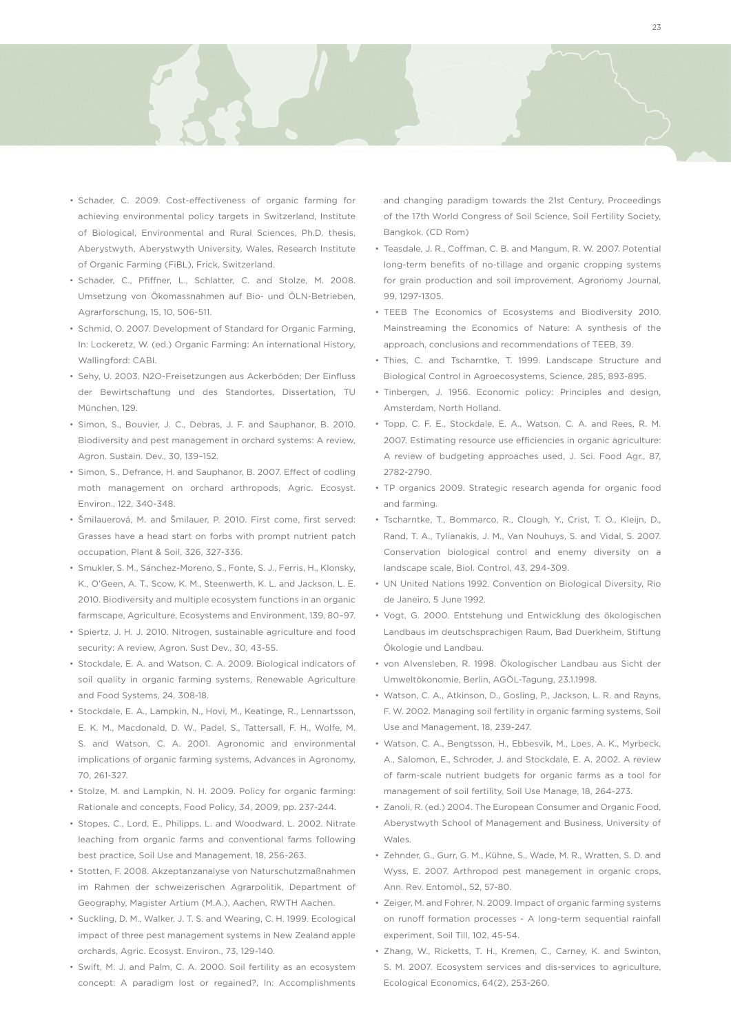- Schader, C. 2009. Cost-effectiveness of organic farming for achieving environmental policy targets in Switzerland, Institute of Biological, Environmental and Rural Sciences, Ph.D. thesis, Aberystwyth, Aberystwyth University, Wales, Research Institute of Organic Farming (FiBL), Frick, Switzerland.
- Schader, C., Pfiffner, L., Schlatter, C. and Stolze, M. 2008. Umsetzung von Ökomassnahmen auf Bio- und ÖLN-Betrieben, Agrarforschung, 15, 10, 506-511.
- Schmid, O. 2007. Development of Standard for Organic Farming, In: Lockeretz, W. (ed.) Organic Farming: An international History, Wallingford: CABI.
- Sehy, U. 2003. N2O-Freisetzungen aus Ackerböden; Der Einfluss der Bewirtschaftung und des Standortes, Dissertation, TU München, 129.
- Simon, S., Bouvier, J. C., Debras, J. F. and Sauphanor, B. 2010. Biodiversity and pest management in orchard systems: A review, Agron. Sustain. Dev., 30, 139–152.
- Simon, S., Defrance, H. and Sauphanor, B. 2007. Effect of codling moth management on orchard arthropods, Agric. Ecosyst. Environ., 122, 340-348.
- Šmilauerová, M. and Šmilauer, P. 2010. First come, first served: Grasses have a head start on forbs with prompt nutrient patch occupation, Plant & Soil, 326, 327-336.
- Smukler, S. M., Sánchez-Moreno, S., Fonte, S. J., Ferris, H., Klonsky, K., O'Geen, A. T., Scow, K. M., Steenwerth, K. L. and Jackson, L. E. 2010. Biodiversity and multiple ecosystem functions in an organic farmscape, Agriculture, Ecosystems and Environment, 139, 80–97.
- Spiertz, J. H. J. 2010. Nitrogen, sustainable agriculture and food security: A review, Agron. Sust Dev., 30, 43-55.
- Stockdale, E. A. and Watson, C. A. 2009. Biological indicators of soil quality in organic farming systems, Renewable Agriculture and Food Systems, 24, 308-18.
- Stockdale, E. A., Lampkin, N., Hovi, M., Keatinge, R., Lennartsson, E. K. M., Macdonald, D. W., Padel, S., Tattersall, F. H., Wolfe, M. S. and Watson, C. A. 2001. Agronomic and environmental implications of organic farming systems, Advances in Agronomy, 70, 261-327.
- Stolze, M. and Lampkin, N. H. 2009. Policy for organic farming: Rationale and concepts, Food Policy, 34, 2009, pp. 237-244.
- Stopes, C., Lord, E., Philipps, L. and Woodward, L. 2002. Nitrate leaching from organic farms and conventional farms following best practice, Soil Use and Management, 18, 256-263.
- Stotten, F. 2008. Akzeptanzanalyse von Naturschutzmaßnahmen im Rahmen der schweizerischen Agrarpolitik, Department of Geography, Magister Artium (M.A.), Aachen, RWTH Aachen.
- Suckling, D. M., Walker, J. T. S. and Wearing, C. H. 1999. Ecological impact of three pest management systems in New Zealand apple orchards, Agric. Ecosyst. Environ., 73, 129-140.
- Swift, M. J. and Palm, C. A. 2000. Soil fertility as an ecosystem concept: A paradigm lost or regained?, In: Accomplishments and changing paradigm towards the 21st Century, Proceedings of the 17th World Congress of Soil Science, Soil Fertility Society, Bangkok. (CD Rom)
- Teasdale, J. R., Coffman, C. B. and Mangum, R. W. 2007. Potential long-term benefits of no-tillage and organic cropping systems for grain production and soil improvement, Agronomy Journal, 99, 1297-1305.
- TEEB The Economics of Ecosystems and Biodiversity 2010. Mainstreaming the Economics of Nature: A synthesis of the approach, conclusions and recommendations of TEEB, 39.
- Thies, C. and Tscharntke, T. 1999. Landscape Structure and Biological Control in Agroecosystems, Science, 285, 893-895.
- Tinbergen, J. 1956. Economic policy: Principles and design, Amsterdam, North Holland.
- Topp, C. F. E., Stockdale, E. A., Watson, C. A. and Rees, R. M. 2007. Estimating resource use efficiencies in organic agriculture: A review of budgeting approaches used, J. Sci. Food Agr., 87, 2782-2790.
- TP organics 2009. Strategic research agenda for organic food and farming.
- Tscharntke, T., Bommarco, R., Clough, Y., Crist, T. O., Kleijn, D., Rand, T. A., Tylianakis, J. M., Van Nouhuys, S. and Vidal, S. 2007. Conservation biological control and enemy diversity on a landscape scale, Biol. Control, 43, 294-309.
- UN United Nations 1992. Convention on Biological Diversity, Rio de Janeiro, 5 June 1992.
- Vogt, G. 2000. Entstehung und Entwicklung des ökologischen Landbaus im deutschsprachigen Raum, Bad Duerkheim, Stiftung Ökologie und Landbau.
- von Alvensleben, R. 1998. Ökologischer Landbau aus Sicht der Umweltökonomie, Berlin, AGÖL-Tagung, 23.1.1998.
- Watson, C. A., Atkinson, D., Gosling, P., Jackson, L. R. and Rayns, F. W. 2002. Managing soil fertility in organic farming systems, Soil Use and Management, 18, 239-247.
- Watson, C. A., Bengtsson, H., Ebbesvik, M., Loes, A. K., Myrbeck, A., Salomon, E., Schroder, J. and Stockdale, E. A. 2002. A review of farm-scale nutrient budgets for organic farms as a tool for management of soil fertility, Soil Use Manage, 18, 264-273.
- Zanoli, R. (ed.) 2004. The European Consumer and Organic Food, Aberystwyth School of Management and Business, University of Wales.
- Zehnder, G., Gurr, G. M., Kühne, S., Wade, M. R., Wratten, S. D. and Wyss, E. 2007. Arthropod pest management in organic crops, Ann. Rev. Entomol., 52, 57-80.
- Zeiger, M. and Fohrer, N. 2009. Impact of organic farming systems on runoff formation processes - A long-term sequential rainfall experiment, Soil Till, 102, 45-54.
- Zhang, W., Ricketts, T. H., Kremen, C., Carney, K. and Swinton, S. M. 2007. Ecosystem services and dis-services to agriculture, Ecological Economics, 64(2), 253-260.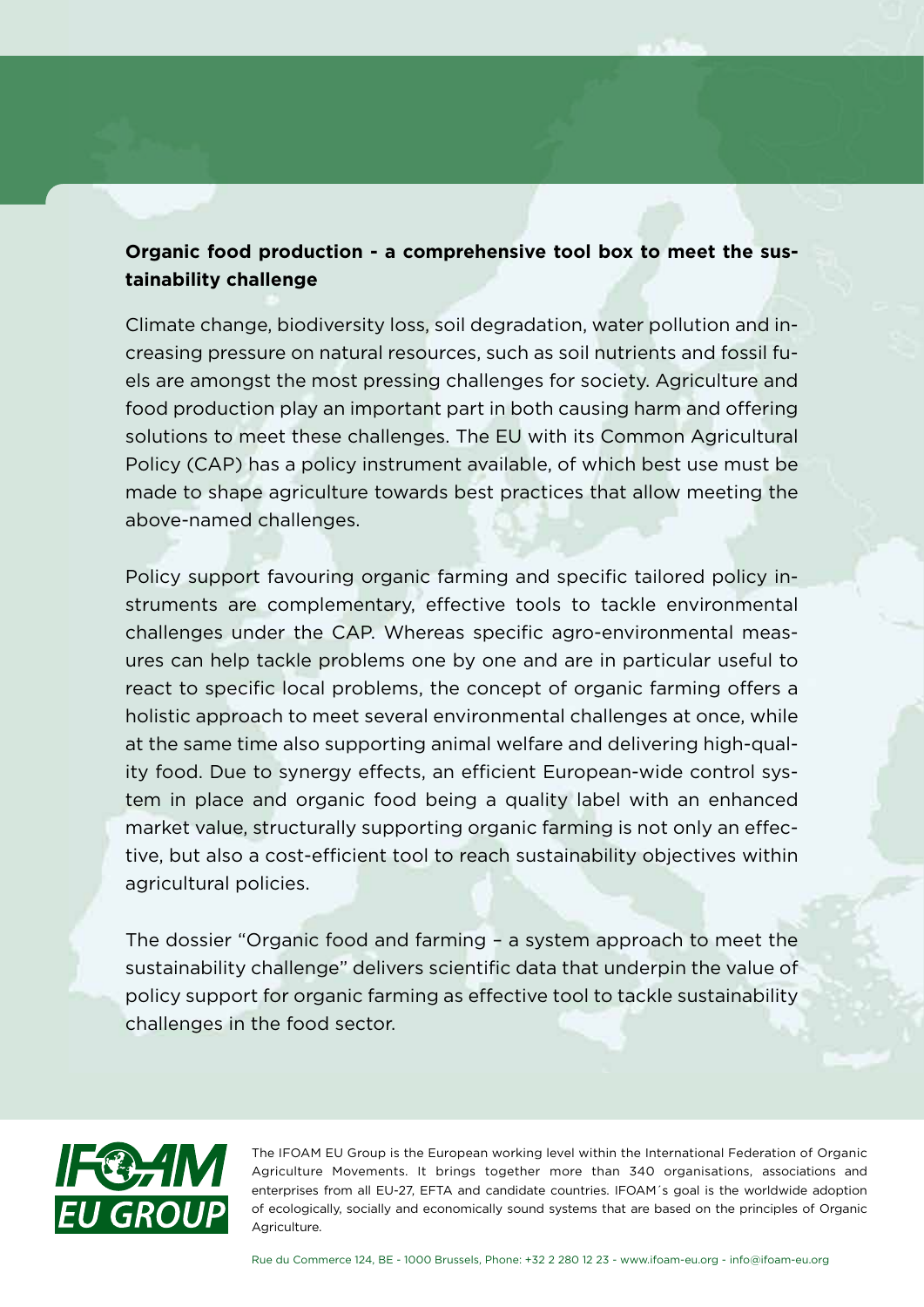**Organic food production - a comprehensive tool box to meet the sustainability challenge**

Climate change, biodiversity loss, soil degradation, water pollution and increasing pressure on natural resources, such as soil nutrients and fossil fuels are amongst the most pressing challenges for society. Agriculture and food production play an important part in both causing harm and offering solutions to meet these challenges. The EU with its Common Agricultural Policy (CAP) has a policy instrument available, of which best use must be made to shape agriculture towards best practices that allow meeting the above-named challenges.

Policy support favouring organic farming and specific tailored policy instruments are complementary, effective tools to tackle environmental challenges under the CAP. Whereas specific agro-environmental measures can help tackle problems one by one and are in particular useful to react to specific local problems, the concept of organic farming offers a holistic approach to meet several environmental challenges at once, while at the same time also supporting animal welfare and delivering high-quality food. Due to synergy effects, an efficient European-wide control system in place and organic food being a quality label with an enhanced market value, structurally supporting organic farming is not only an effective, but also a cost-efficient tool to reach sustainability objectives within agricultural policies.

The dossier "Organic food and farming – a system approach to meet the sustainability challenge" delivers scientific data that underpin the value of policy support for organic farming as effective tool to tackle sustainability challenges in the food sector.

IFOAM EU GROUP

The IFOAM EU Group is the European working level within the International Federation of Organic Agriculture Movements. It brings together more than 340 organisations, associations and enterprises from all EU-27, EFTA and candidate countries. IFOAM´s goal is the worldwide adoption of ecologically, socially and economically sound systems that are based on the principles of Organic Agriculture.

Rue du Commerce 124, BE - 1000 Brussels, Phone: +32 2 280 12 23 - www.ifoam-eu.org - info@ifoam-eu.org